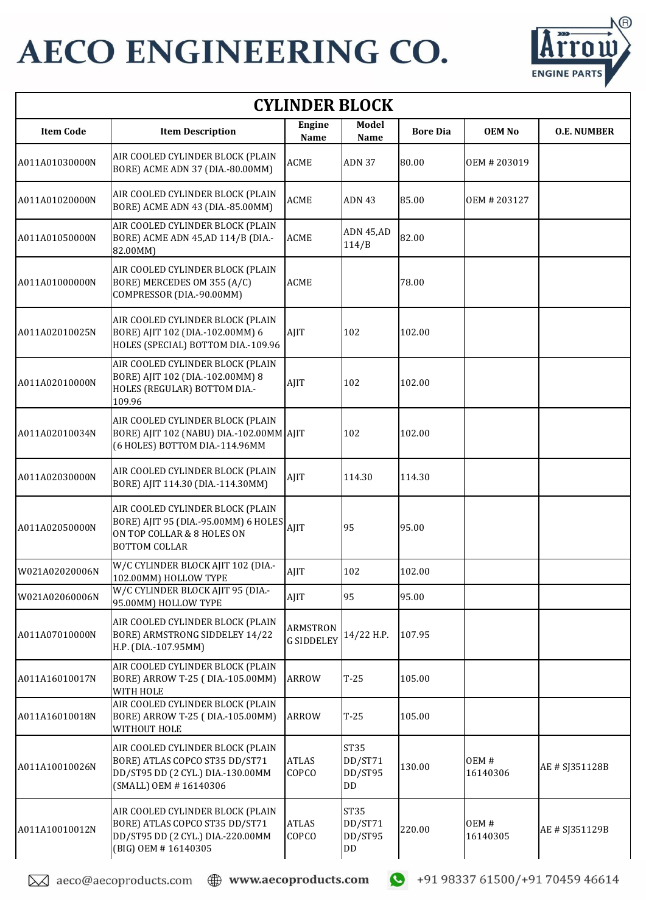# AECO ENGINEERING CO.

## CYLINDER BLOCK

| Item Code | Item Description | Engine Name | Model Name | Bore Dia | OEM No | O.E. NUMBER |
|---|---|---|---|---|---|---|
| A011A01030000N | AIR COOLED CYLINDER BLOCK (PLAIN BORE) ACME ADN 37 (DIA.-80.00MM) | ACME | ADN 37 | 80.00 | OEM # 203019 | |
| A011A01020000N | AIR COOLED CYLINDER BLOCK (PLAIN BORE) ACME ADN 43 (DIA.-85.00MM) | ACME | ADN 43 | 85.00 | OEM # 203127 | |
| A011A01050000N | AIR COOLED CYLINDER BLOCK (PLAIN BORE) ACME ADN 45,AD 114/B (DIA.-82.00MM) | ACME | ADN 45,AD 114/B | 82.00 | | |
| A011A01000000N | AIR COOLED CYLINDER BLOCK (PLAIN BORE) MERCEDES OM 355 (A/C) COMPRESSOR (DIA.-90.00MM) | ACME | | 78.00 | | |
| A011A02010025N | AIR COOLED CYLINDER BLOCK (PLAIN BORE) AJIT 102 (DIA.-102.00MM) 6 HOLES (SPECIAL) BOTTOM DIA.-109.96 | AJIT | 102 | 102.00 | | |
| A011A02010000N | AIR COOLED CYLINDER BLOCK (PLAIN BORE) AJIT 102 (DIA.-102.00MM) 8 HOLES (REGULAR) BOTTOM DIA.-109.96 | AJIT | 102 | 102.00 | | |
| A011A02010034N | AIR COOLED CYLINDER BLOCK (PLAIN BORE) AJIT 102 (NABU) DIA.-102.00MM (6 HOLES) BOTTOM DIA.-114.96MM | AJIT | 102 | 102.00 | | |
| A011A02030000N | AIR COOLED CYLINDER BLOCK (PLAIN BORE) AJIT 114.30 (DIA.-114.30MM) | AJIT | 114.30 | 114.30 | | |
| A011A02050000N | AIR COOLED CYLINDER BLOCK (PLAIN BORE) AJIT 95 (DIA.-95.00MM) 6 HOLES ON TOP COLLAR & 8 HOLES ON BOTTOM COLLAR | AJIT | 95 | 95.00 | | |
| W021A02020006N | W/C CYLINDER BLOCK AJIT 102 (DIA.-102.00MM) HOLLOW TYPE | AJIT | 102 | 102.00 | | |
| W021A02060006N | W/C CYLINDER BLOCK AJIT 95 (DIA.-95.00MM) HOLLOW TYPE | AJIT | 95 | 95.00 | | |
| A011A07010000N | AIR COOLED CYLINDER BLOCK (PLAIN BORE) ARMSTRONG SIDDELEY 14/22 H.P. (DIA.-107.95MM) | ARMSTRONG SIDDELEY | 14/22 H.P. | 107.95 | | |
| A011A16010017N | AIR COOLED CYLINDER BLOCK (PLAIN BORE) ARROW T-25 ( DIA.-105.00MM) WITH HOLE | ARROW | T-25 | 105.00 | | |
| A011A16010018N | AIR COOLED CYLINDER BLOCK (PLAIN BORE) ARROW T-25 ( DIA.-105.00MM) WITHOUT HOLE | ARROW | T-25 | 105.00 | | |
| A011A10010026N | AIR COOLED CYLINDER BLOCK (PLAIN BORE) ATLAS COPCO ST35 DD/ST71 DD/ST95 DD (2 CYL.) DIA.-130.00MM (SMALL) OEM # 16140306 | ATLAS COPCO | ST35 DD/ST71 DD/ST95 DD | 130.00 | OEM # 16140306 | AE # SJ351128B |
| A011A10010012N | AIR COOLED CYLINDER BLOCK (PLAIN BORE) ATLAS COPCO ST35 DD/ST71 DD/ST95 DD (2 CYL.) DIA.-220.00MM (BIG) OEM # 16140305 | ATLAS COPCO | ST35 DD/ST71 DD/ST95 DD | 220.00 | OEM # 16140305 | AE # SJ351129B |

aeco@aecoproducts.com www.aecoproducts.com +91 98337 61500/+91 70459 46614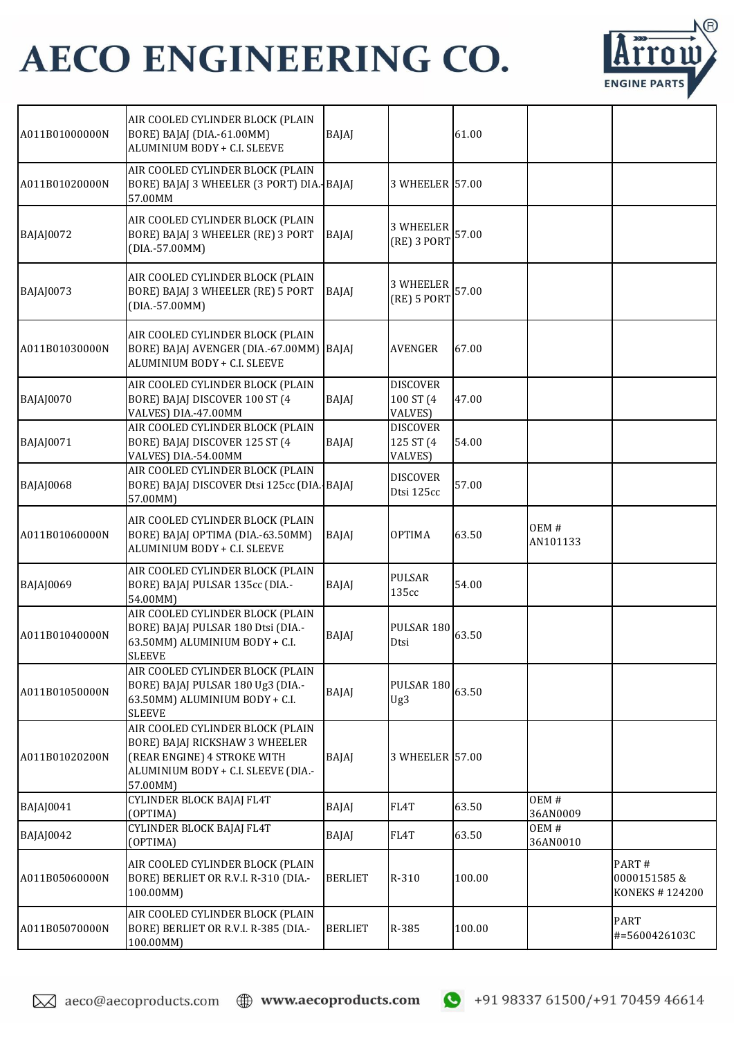# AECO ENGINEERING CO.

| | | | | | | |
|---|---|---|---|---|---|---|
| A011B01000000N | AIR COOLED CYLINDER BLOCK (PLAIN BORE) BAJAJ (DIA.-61.00MM) ALUMINIUM BODY + C.I. SLEEVE | BAJAJ | | 61.00 | | |
| A011B01020000N | AIR COOLED CYLINDER BLOCK (PLAIN BORE) BAJAJ 3 WHEELER (3 PORT) DIA.-57.00MM | BAJAJ | 3 WHEELER | 57.00 | | |
| BAJAJ0072 | AIR COOLED CYLINDER BLOCK (PLAIN BORE) BAJAJ 3 WHEELER (RE) 3 PORT (DIA.-57.00MM) | BAJAJ | 3 WHEELER (RE) 3 PORT | 57.00 | | |
| BAJAJ0073 | AIR COOLED CYLINDER BLOCK (PLAIN BORE) BAJAJ 3 WHEELER (RE) 5 PORT (DIA.-57.00MM) | BAJAJ | 3 WHEELER (RE) 5 PORT | 57.00 | | |
| A011B01030000N | AIR COOLED CYLINDER BLOCK (PLAIN BORE) BAJAJ AVENGER (DIA.-67.00MM) ALUMINIUM BODY + C.I. SLEEVE | BAJAJ | AVENGER | 67.00 | | |
| BAJAJ0070 | AIR COOLED CYLINDER BLOCK (PLAIN BORE) BAJAJ DISCOVER 100 ST (4 VALVES) DIA.-47.00MM | BAJAJ | DISCOVER 100 ST (4 VALVES) | 47.00 | | |
| BAJAJ0071 | AIR COOLED CYLINDER BLOCK (PLAIN BORE) BAJAJ DISCOVER 125 ST (4 VALVES) DIA.-54.00MM | BAJAJ | DISCOVER 125 ST (4 VALVES) | 54.00 | | |
| BAJAJ0068 | AIR COOLED CYLINDER BLOCK (PLAIN BORE) BAJAJ DISCOVER Dtsi 125cc (DIA.-57.00MM) | BAJAJ | DISCOVER Dtsi 125cc | 57.00 | | |
| A011B01060000N | AIR COOLED CYLINDER BLOCK (PLAIN BORE) BAJAJ OPTIMA (DIA.-63.50MM) ALUMINIUM BODY + C.I. SLEEVE | BAJAJ | OPTIMA | 63.50 | OEM # AN101133 | |
| BAJAJ0069 | AIR COOLED CYLINDER BLOCK (PLAIN BORE) BAJAJ PULSAR 135cc (DIA.-54.00MM) | BAJAJ | PULSAR 135cc | 54.00 | | |
| A011B01040000N | AIR COOLED CYLINDER BLOCK (PLAIN BORE) BAJAJ PULSAR 180 Dtsi (DIA.-63.50MM) ALUMINIUM BODY + C.I. SLEEVE | BAJAJ | PULSAR 180 Dtsi | 63.50 | | |
| A011B01050000N | AIR COOLED CYLINDER BLOCK (PLAIN BORE) BAJAJ PULSAR 180 Ug3 (DIA.-63.50MM) ALUMINIUM BODY + C.I. SLEEVE | BAJAJ | PULSAR 180 Ug3 | 63.50 | | |
| A011B01020200N | AIR COOLED CYLINDER BLOCK (PLAIN BORE) BAJAJ RICKSHAW 3 WHEELER (REAR ENGINE) 4 STROKE WITH ALUMINIUM BODY + C.I. SLEEVE (DIA.-57.00MM) | BAJAJ | 3 WHEELER | 57.00 | | |
| BAJAJ0041 | CYLINDER BLOCK BAJAJ FL4T (OPTIMA) | BAJAJ | FL4T | 63.50 | OEM # 36AN0009 | |
| BAJAJ0042 | CYLINDER BLOCK BAJAJ FL4T (OPTIMA) | BAJAJ | FL4T | 63.50 | OEM # 36AN0010 | |
| A011B05060000N | AIR COOLED CYLINDER BLOCK (PLAIN BORE) BERLIET OR R.V.I. R-310 (DIA.-100.00MM) | BERLIET | R-310 | 100.00 | | PART # 0000151585 & KONEKS # 124200 |
| A011B05070000N | AIR COOLED CYLINDER BLOCK (PLAIN BORE) BERLIET OR R.V.I. R-385 (DIA.-100.00MM) | BERLIET | R-385 | 100.00 | | PART #=5600426103C |

aeco@aecoproducts.com www.aecoproducts.com +91 98337 61500/+91 70459 46614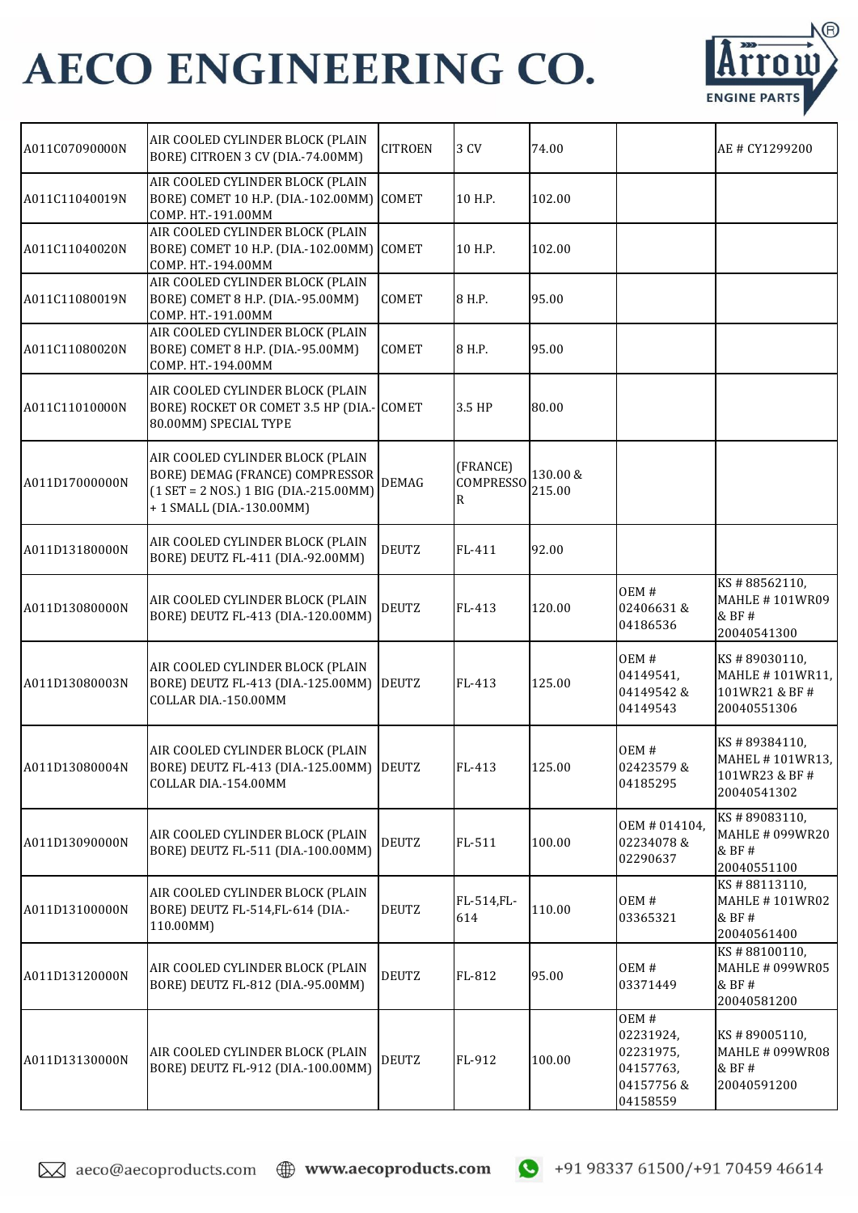# AECO ENGINEERING CO.

| | | | | | | |
|---|---|---|---|---|---|---|
| A011C07090000N | AIR COOLED CYLINDER BLOCK (PLAIN BORE) CITROEN 3 CV (DIA.-74.00MM) | CITROEN | 3 CV | 74.00 | | AE # CY1299200 |
| A011C11040019N | AIR COOLED CYLINDER BLOCK (PLAIN BORE) COMET 10 H.P. (DIA.-102.00MM) COMP. HT.-191.00MM | COMET | 10 H.P. | 102.00 | | |
| A011C11040020N | AIR COOLED CYLINDER BLOCK (PLAIN BORE) COMET 10 H.P. (DIA.-102.00MM) COMP. HT.-194.00MM | COMET | 10 H.P. | 102.00 | | |
| A011C11080019N | AIR COOLED CYLINDER BLOCK (PLAIN BORE) COMET 8 H.P. (DIA.-95.00MM) COMP. HT.-191.00MM | COMET | 8 H.P. | 95.00 | | |
| A011C11080020N | AIR COOLED CYLINDER BLOCK (PLAIN BORE) COMET 8 H.P. (DIA.-95.00MM) COMP. HT.-194.00MM | COMET | 8 H.P. | 95.00 | | |
| A011C11010000N | AIR COOLED CYLINDER BLOCK (PLAIN BORE) ROCKET OR COMET 3.5 HP (DIA.-80.00MM) SPECIAL TYPE | COMET | 3.5 HP | 80.00 | | |
| A011D17000000N | AIR COOLED CYLINDER BLOCK (PLAIN BORE) DEMAG (FRANCE) COMPRESSOR (1 SET = 2 NOS.) 1 BIG (DIA.-215.00MM) + 1 SMALL (DIA.-130.00MM) | DEMAG | (FRANCE) COMPRESSOR | 130.00 & 215.00 | | |
| A011D13180000N | AIR COOLED CYLINDER BLOCK (PLAIN BORE) DEUTZ FL-411 (DIA.-92.00MM) | DEUTZ | FL-411 | 92.00 | | |
| A011D13080000N | AIR COOLED CYLINDER BLOCK (PLAIN BORE) DEUTZ FL-413 (DIA.-120.00MM) | DEUTZ | FL-413 | 120.00 | OEM # 02406631 & 04186536 | KS # 88562110, MAHLE # 101WR09 & BF # 20040541300 |
| A011D13080003N | AIR COOLED CYLINDER BLOCK (PLAIN BORE) DEUTZ FL-413 (DIA.-125.00MM) COLLAR DIA.-150.00MM | DEUTZ | FL-413 | 125.00 | OEM # 04149541, 04149542 & 04149543 | KS # 89030110, MAHLE # 101WR11, 101WR21 & BF # 20040551306 |
| A011D13080004N | AIR COOLED CYLINDER BLOCK (PLAIN BORE) DEUTZ FL-413 (DIA.-125.00MM) COLLAR DIA.-154.00MM | DEUTZ | FL-413 | 125.00 | OEM # 02423579 & 04185295 | KS # 89384110, MAHEL # 101WR13, 101WR23 & BF # 20040541302 |
| A011D13090000N | AIR COOLED CYLINDER BLOCK (PLAIN BORE) DEUTZ FL-511 (DIA.-100.00MM) | DEUTZ | FL-511 | 100.00 | OEM # 014104, 02234078 & 02290637 | KS # 89083110, MAHLE # 099WR20 & BF # 20040551100 |
| A011D13100000N | AIR COOLED CYLINDER BLOCK (PLAIN BORE) DEUTZ FL-514,FL-614 (DIA.-110.00MM) | DEUTZ | FL-514,FL-614 | 110.00 | OEM # 03365321 | KS # 88113110, MAHLE # 101WR02 & BF # 20040561400 |
| A011D13120000N | AIR COOLED CYLINDER BLOCK (PLAIN BORE) DEUTZ FL-812 (DIA.-95.00MM) | DEUTZ | FL-812 | 95.00 | OEM # 03371449 | KS # 88100110, MAHLE # 099WR05 & BF # 20040581200 |
| A011D13130000N | AIR COOLED CYLINDER BLOCK (PLAIN BORE) DEUTZ FL-912 (DIA.-100.00MM) | DEUTZ | FL-912 | 100.00 | OEM # 02231924, 02231975, 04157763, 04157756 & 04158559 | KS # 89005110, MAHLE # 099WR08 & BF # 20040591200 |

aeco@aecoproducts.com www.aecoproducts.com +91 98337 61500/+91 70459 46614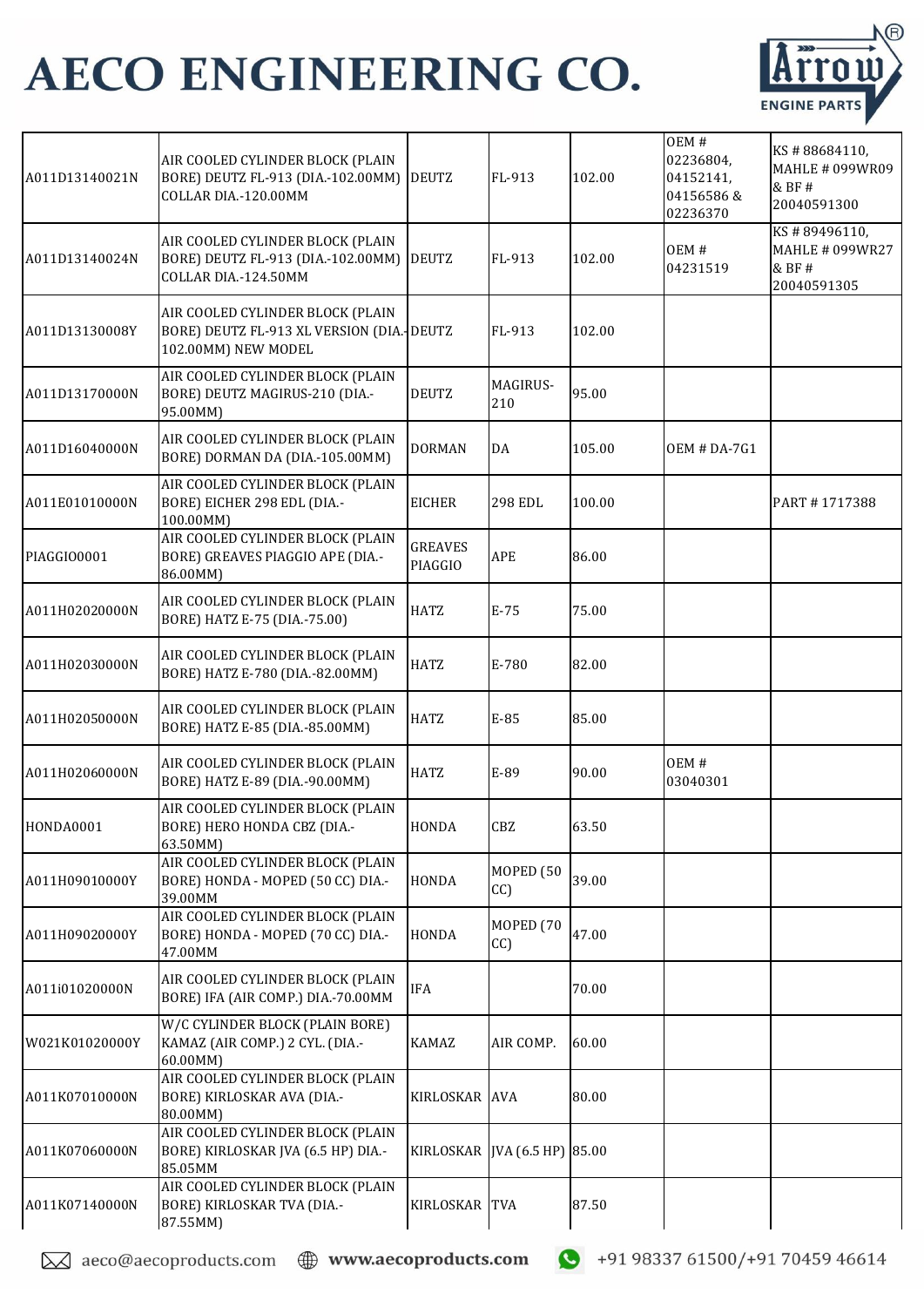# AECO ENGINEERING CO.

| | | | | | | |
|---|---|---|---|---|---|---|
| A011D13140021N | AIR COOLED CYLINDER BLOCK (PLAIN BORE) DEUTZ FL-913 (DIA.-102.00MM) COLLAR DIA.-120.00MM | DEUTZ | FL-913 | 102.00 | OEM # 02236804, 04152141, 04156586 & 02236370 | KS # 88684110, MAHLE # 099WR09 & BF # 20040591300 |
| A011D13140024N | AIR COOLED CYLINDER BLOCK (PLAIN BORE) DEUTZ FL-913 (DIA.-102.00MM) COLLAR DIA.-124.50MM | DEUTZ | FL-913 | 102.00 | OEM # 04231519 | KS # 89496110, MAHLE # 099WR27 & BF # 20040591305 |
| A011D13130008Y | AIR COOLED CYLINDER BLOCK (PLAIN BORE) DEUTZ FL-913 XL VERSION (DIA.-102.00MM) NEW MODEL | DEUTZ | FL-913 | 102.00 | | |
| A011D13170000N | AIR COOLED CYLINDER BLOCK (PLAIN BORE) DEUTZ MAGIRUS-210 (DIA.-95.00MM) | DEUTZ | MAGIRUS-210 | 95.00 | | |
| A011D16040000N | AIR COOLED CYLINDER BLOCK (PLAIN BORE) DORMAN DA (DIA.-105.00MM) | DORMAN | DA | 105.00 | OEM # DA-7G1 | |
| A011E01010000N | AIR COOLED CYLINDER BLOCK (PLAIN BORE) EICHER 298 EDL (DIA.-100.00MM) | EICHER | 298 EDL | 100.00 | | PART # 1717388 |
| PIAGGIO0001 | AIR COOLED CYLINDER BLOCK (PLAIN BORE) GREAVES PIAGGIO APE (DIA.-86.00MM) | GREAVES PIAGGIO | APE | 86.00 | | |
| A011H02020000N | AIR COOLED CYLINDER BLOCK (PLAIN BORE) HATZ E-75 (DIA.-75.00) | HATZ | E-75 | 75.00 | | |
| A011H02030000N | AIR COOLED CYLINDER BLOCK (PLAIN BORE) HATZ E-780 (DIA.-82.00MM) | HATZ | E-780 | 82.00 | | |
| A011H02050000N | AIR COOLED CYLINDER BLOCK (PLAIN BORE) HATZ E-85 (DIA.-85.00MM) | HATZ | E-85 | 85.00 | | |
| A011H02060000N | AIR COOLED CYLINDER BLOCK (PLAIN BORE) HATZ E-89 (DIA.-90.00MM) | HATZ | E-89 | 90.00 | OEM # 03040301 | |
| HONDA0001 | AIR COOLED CYLINDER BLOCK (PLAIN BORE) HERO HONDA CBZ (DIA.-63.50MM) | HONDA | CBZ | 63.50 | | |
| A011H09010000Y | AIR COOLED CYLINDER BLOCK (PLAIN BORE) HONDA - MOPED (50 CC) DIA.-39.00MM | HONDA | MOPED (50 CC) | 39.00 | | |
| A011H09020000Y | AIR COOLED CYLINDER BLOCK (PLAIN BORE) HONDA - MOPED (70 CC) DIA.-47.00MM | HONDA | MOPED (70 CC) | 47.00 | | |
| A011i01020000N | AIR COOLED CYLINDER BLOCK (PLAIN BORE) IFA (AIR COMP.) DIA.-70.00MM | IFA | | 70.00 | | |
| W021K01020000Y | W/C CYLINDER BLOCK (PLAIN BORE) KAMAZ (AIR COMP.) 2 CYL. (DIA.-60.00MM) | KAMAZ | AIR COMP. | 60.00 | | |
| A011K07010000N | AIR COOLED CYLINDER BLOCK (PLAIN BORE) KIRLOSKAR AVA (DIA.-80.00MM) | KIRLOSKAR | AVA | 80.00 | | |
| A011K07060000N | AIR COOLED CYLINDER BLOCK (PLAIN BORE) KIRLOSKAR JVA (6.5 HP) DIA.-85.05MM | KIRLOSKAR | JVA (6.5 HP) | 85.00 | | |
| A011K07140000N | AIR COOLED CYLINDER BLOCK (PLAIN BORE) KIRLOSKAR TVA (DIA.-87.55MM) | KIRLOSKAR | TVA | 87.50 | | |

aeco@aecoproducts.com www.aecoproducts.com +91 98337 61500/+91 70459 46614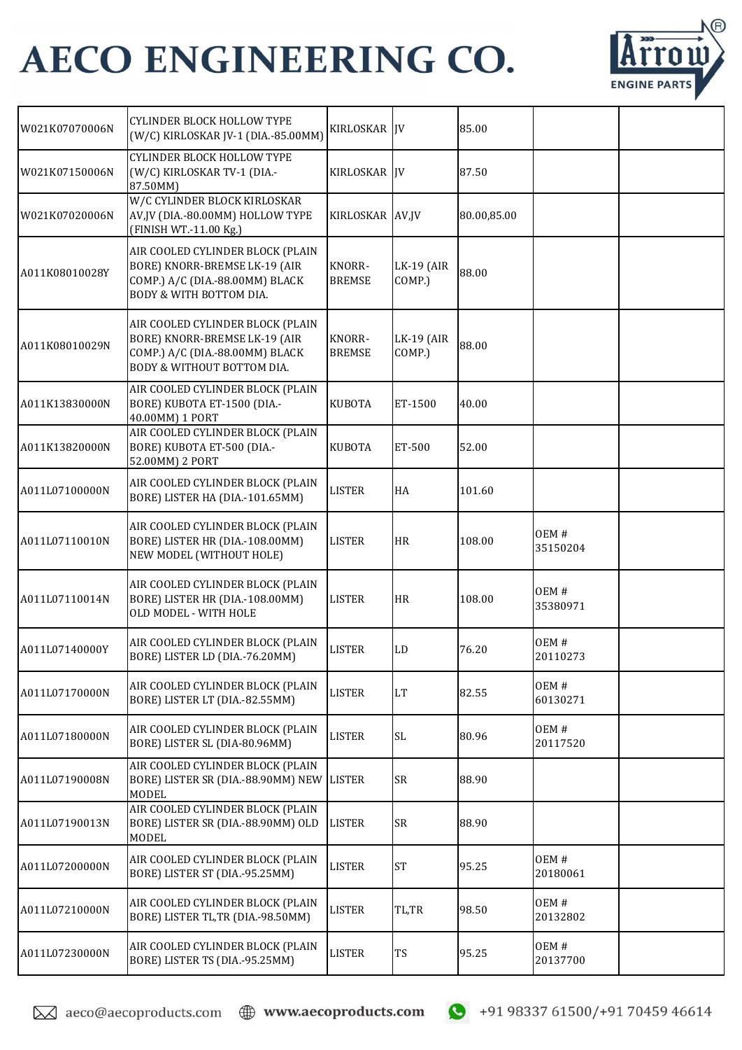| | | | | | | |
|---|---|---|---|---|---|---|
| W021K07070006N | CYLINDER BLOCK HOLLOW TYPE (W/C) KIRLOSKAR JV-1 (DIA.-85.00MM) | KIRLOSKAR | JV | 85.00 | | |
| W021K07150006N | CYLINDER BLOCK HOLLOW TYPE (W/C) KIRLOSKAR TV-1 (DIA.-87.50MM) | KIRLOSKAR | JV | 87.50 | | |
| W021K07020006N | W/C CYLINDER BLOCK KIRLOSKAR AV,JV (DIA.-80.00MM) HOLLOW TYPE (FINISH WT.-11.00 Kg.) | KIRLOSKAR | AV,JV | 80.00,85.00 | | |
| A011K08010028Y | AIR COOLED CYLINDER BLOCK (PLAIN BORE) KNORR-BREMSE LK-19 (AIR COMP.) A/C (DIA.-88.00MM) BLACK BODY & WITH BOTTOM DIA. | KNORR-BREMSE | LK-19 (AIR COMP.) | 88.00 | | |
| A011K08010029N | AIR COOLED CYLINDER BLOCK (PLAIN BORE) KNORR-BREMSE LK-19 (AIR COMP.) A/C (DIA.-88.00MM) BLACK BODY & WITHOUT BOTTOM DIA. | KNORR-BREMSE | LK-19 (AIR COMP.) | 88.00 | | |
| A011K13830000N | AIR COOLED CYLINDER BLOCK (PLAIN BORE) KUBOTA ET-1500 (DIA.-40.00MM) 1 PORT | KUBOTA | ET-1500 | 40.00 | | |
| A011K13820000N | AIR COOLED CYLINDER BLOCK (PLAIN BORE) KUBOTA ET-500 (DIA.-52.00MM) 2 PORT | KUBOTA | ET-500 | 52.00 | | |
| A011L07100000N | AIR COOLED CYLINDER BLOCK (PLAIN BORE) LISTER HA (DIA.-101.65MM) | LISTER | HA | 101.60 | | |
| A011L07110010N | AIR COOLED CYLINDER BLOCK (PLAIN BORE) LISTER HR (DIA.-108.00MM) NEW MODEL (WITHOUT HOLE) | LISTER | HR | 108.00 | OEM # 35150204 | |
| A011L07110014N | AIR COOLED CYLINDER BLOCK (PLAIN BORE) LISTER HR (DIA.-108.00MM) OLD MODEL - WITH HOLE | LISTER | HR | 108.00 | OEM # 35380971 | |
| A011L07140000Y | AIR COOLED CYLINDER BLOCK (PLAIN BORE) LISTER LD (DIA.-76.20MM) | LISTER | LD | 76.20 | OEM # 20110273 | |
| A011L07170000N | AIR COOLED CYLINDER BLOCK (PLAIN BORE) LISTER LT (DIA.-82.55MM) | LISTER | LT | 82.55 | OEM # 60130271 | |
| A011L07180000N | AIR COOLED CYLINDER BLOCK (PLAIN BORE) LISTER SL (DIA.-80.96MM) | LISTER | SL | 80.96 | OEM # 20117520 | |
| A011L07190008N | AIR COOLED CYLINDER BLOCK (PLAIN BORE) LISTER SR (DIA.-88.90MM) NEW MODEL | LISTER | SR | 88.90 | | |
| A011L07190013N | AIR COOLED CYLINDER BLOCK (PLAIN BORE) LISTER SR (DIA.-88.90MM) OLD MODEL | LISTER | SR | 88.90 | | |
| A011L07200000N | AIR COOLED CYLINDER BLOCK (PLAIN BORE) LISTER ST (DIA.-95.25MM) | LISTER | ST | 95.25 | OEM # 20180061 | |
| A011L07210000N | AIR COOLED CYLINDER BLOCK (PLAIN BORE) LISTER TL,TR (DIA.-98.50MM) | LISTER | TL,TR | 98.50 | OEM # 20132802 | |
| A011L07230000N | AIR COOLED CYLINDER BLOCK (PLAIN BORE) LISTER TS (DIA.-95.25MM) | LISTER | TS | 95.25 | OEM # 20137700 | |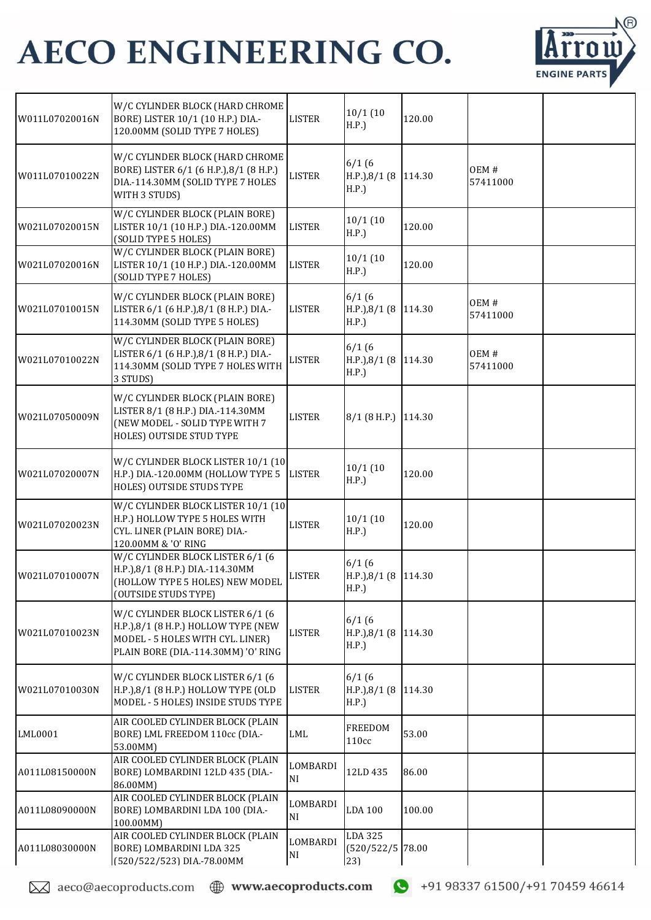# AECO ENGINEERING CO.

| | | | | | | |
|---|---|---|---|---|---|---|
| W011L07020016N | W/C CYLINDER BLOCK (HARD CHROME BORE) LISTER 10/1 (10 H.P.) DIA.-120.00MM (SOLID TYPE 7 HOLES) | LISTER | 10/1 (10 H.P.) | 120.00 | | |
| W011L07010022N | W/C CYLINDER BLOCK (HARD CHROME BORE) LISTER 6/1 (6 H.P.),8/1 (8 H.P.) DIA.-114.30MM (SOLID TYPE 7 HOLES WITH 3 STUDS) | LISTER | 6/1 (6 H.P.),8/1 (8 H.P.) | 114.30 | OEM # 57411000 | |
| W021L07020015N | W/C CYLINDER BLOCK (PLAIN BORE) LISTER 10/1 (10 H.P.) DIA.-120.00MM (SOLID TYPE 5 HOLES) | LISTER | 10/1 (10 H.P.) | 120.00 | | |
| W021L07020016N | W/C CYLINDER BLOCK (PLAIN BORE) LISTER 10/1 (10 H.P.) DIA.-120.00MM (SOLID TYPE 7 HOLES) | LISTER | 10/1 (10 H.P.) | 120.00 | | |
| W021L07010015N | W/C CYLINDER BLOCK (PLAIN BORE) LISTER 6/1 (6 H.P.),8/1 (8 H.P.) DIA.-114.30MM (SOLID TYPE 5 HOLES) | LISTER | 6/1 (6 H.P.),8/1 (8 H.P.) | 114.30 | OEM # 57411000 | |
| W021L07010022N | W/C CYLINDER BLOCK (PLAIN BORE) LISTER 6/1 (6 H.P.),8/1 (8 H.P.) DIA.-114.30MM (SOLID TYPE 7 HOLES WITH 3 STUDS) | LISTER | 6/1 (6 H.P.),8/1 (8 H.P.) | 114.30 | OEM # 57411000 | |
| W021L07050009N | W/C CYLINDER BLOCK (PLAIN BORE) LISTER 8/1 (8 H.P.) DIA.-114.30MM (NEW MODEL - SOLID TYPE WITH 7 HOLES) OUTSIDE STUD TYPE | LISTER | 8/1 (8 H.P.) | 114.30 | | |
| W021L07020007N | W/C CYLINDER BLOCK LISTER 10/1 (10 H.P.) DIA.-120.00MM (HOLLOW TYPE 5 HOLES) OUTSIDE STUDS TYPE | LISTER | 10/1 (10 H.P.) | 120.00 | | |
| W021L07020023N | W/C CYLINDER BLOCK LISTER 10/1 (10 H.P.) HOLLOW TYPE 5 HOLES WITH CYL. LINER (PLAIN BORE) DIA.-120.00MM & 'O' RING | LISTER | 10/1 (10 H.P.) | 120.00 | | |
| W021L07010007N | W/C CYLINDER BLOCK LISTER 6/1 (6 H.P.),8/1 (8 H.P.) DIA.-114.30MM (HOLLOW TYPE 5 HOLES) NEW MODEL (OUTSIDE STUDS TYPE) | LISTER | 6/1 (6 H.P.),8/1 (8 H.P.) | 114.30 | | |
| W021L07010023N | W/C CYLINDER BLOCK LISTER 6/1 (6 H.P.),8/1 (8 H.P.) HOLLOW TYPE (NEW MODEL - 5 HOLES WITH CYL. LINER) PLAIN BORE (DIA.-114.30MM) 'O' RING | LISTER | 6/1 (6 H.P.),8/1 (8 H.P.) | 114.30 | | |
| W021L07010030N | W/C CYLINDER BLOCK LISTER 6/1 (6 H.P.),8/1 (8 H.P.) HOLLOW TYPE (OLD MODEL - 5 HOLES) INSIDE STUDS TYPE | LISTER | 6/1 (6 H.P.),8/1 (8 H.P.) | 114.30 | | |
| LML0001 | AIR COOLED CYLINDER BLOCK (PLAIN BORE) LML FREEDOM 110cc (DIA.-53.00MM) | LML | FREEDOM 110cc | 53.00 | | |
| A011L08150000N | AIR COOLED CYLINDER BLOCK (PLAIN BORE) LOMBARDINI 12LD 435 (DIA.-86.00MM) | LOMBARDINI | 12LD 435 | 86.00 | | |
| A011L08090000N | AIR COOLED CYLINDER BLOCK (PLAIN BORE) LOMBARDINI LDA 100 (DIA.-100.00MM) | LOMBARDINI | LDA 100 | 100.00 | | |
| A011L08030000N | AIR COOLED CYLINDER BLOCK (PLAIN BORE) LOMBARDINI LDA 325 (520/522/523) DIA.-78.00MM | LOMBARDINI | LDA 325 (520/522/523) | 78.00 | | |

aeco@aecoproducts.com www.aecoproducts.com +91 98337 61500/+91 70459 46614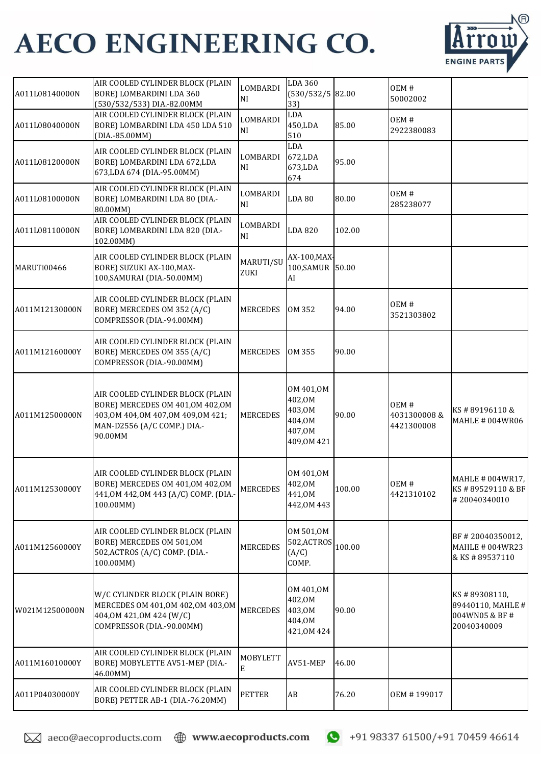# AECO ENGINEERING CO.

| | | | | | | |
|---|---|---|---|---|---|---|
| A011L08140000N | AIR COOLED CYLINDER BLOCK (PLAIN BORE) LOMBARDINI LDA 360 (530/532/533) DIA.-82.00MM | LOMBARDINI | LDA 360 (530/532/533) | 82.00 | OEM # 50002002 | |
| A011L08040000N | AIR COOLED CYLINDER BLOCK (PLAIN BORE) LOMBARDINI LDA 450 LDA 510 (DIA.-85.00MM) | LOMBARDINI | LDA 450,LDA 510 | 85.00 | OEM # 2922380083 | |
| A011L08120000N | AIR COOLED CYLINDER BLOCK (PLAIN BORE) LOMBARDINI LDA 672,LDA 673,LDA 674 (DIA.-95.00MM) | LOMBARDINI | LDA 672,LDA 673,LDA 674 | 95.00 | | |
| A011L08100000N | AIR COOLED CYLINDER BLOCK (PLAIN BORE) LOMBARDINI LDA 80 (DIA.-80.00MM) | LOMBARDINI | LDA 80 | 80.00 | OEM # 285238077 | |
| A011L08110000N | AIR COOLED CYLINDER BLOCK (PLAIN BORE) LOMBARDINI LDA 820 (DIA.-102.00MM) | LOMBARDINI | LDA 820 | 102.00 | | |
| MARUTi00466 | AIR COOLED CYLINDER BLOCK (PLAIN BORE) SUZUKI AX-100,MAX-100,SAMURAI (DIA.-50.00MM) | MARUTI/SUZUKI | AX-100,MAX-100,SAMURAI | 50.00 | | |
| A011M12130000N | AIR COOLED CYLINDER BLOCK (PLAIN BORE) MERCEDES OM 352 (A/C) COMPRESSOR (DIA.-94.00MM) | MERCEDES | OM 352 | 94.00 | OEM # 3521303802 | |
| A011M12160000Y | AIR COOLED CYLINDER BLOCK (PLAIN BORE) MERCEDES OM 355 (A/C) COMPRESSOR (DIA.-90.00MM) | MERCEDES | OM 355 | 90.00 | | |
| A011M12500000N | AIR COOLED CYLINDER BLOCK (PLAIN BORE) MERCEDES OM 401,OM 402,OM 403,OM 404,OM 407,OM 409,OM 421; MAN-D2556 (A/C COMP.) DIA.-90.00MM | MERCEDES | OM 401,OM 402,OM 403,OM 404,OM 407,OM 409,OM 421 | 90.00 | OEM # 4031300008 & 4421300008 | KS # 89196110 & MAHLE # 004WR06 |
| A011M12530000Y | AIR COOLED CYLINDER BLOCK (PLAIN BORE) MERCEDES OM 401,OM 402,OM 441,OM 442,OM 443 (A/C) COMP. (DIA.-100.00MM) | MERCEDES | OM 401,OM 402,OM 441,OM 442,OM 443 | 100.00 | OEM # 4421310102 | MAHLE # 004WR17, KS # 89529110 & BF # 20040340010 |
| A011M12560000Y | AIR COOLED CYLINDER BLOCK (PLAIN BORE) MERCEDES OM 501,OM 502,ACTROS (A/C) COMP. (DIA.-100.00MM) | MERCEDES | OM 501,OM 502,ACTROS (A/C) COMP. | 100.00 | | BF # 20040350012, MAHLE # 004WR23 & KS # 89537110 |
| W021M12500000N | W/C CYLINDER BLOCK (PLAIN BORE) MERCEDES OM 401,OM 402,OM 403,OM 404,OM 421,OM 424 (W/C) COMPRESSOR (DIA.-90.00MM) | MERCEDES | OM 401,OM 402,OM 403,OM 404,OM 421,OM 424 | 90.00 | | KS # 89308110, 89440110, MAHLE # 004WN05 & BF # 20040340009 |
| A011M16010000Y | AIR COOLED CYLINDER BLOCK (PLAIN BORE) MOBYLETTE AV51-MEP (DIA.-46.00MM) | MOBYLETTE | AV51-MEP | 46.00 | | |
| A011P04030000Y | AIR COOLED CYLINDER BLOCK (PLAIN BORE) PETTER AB-1 (DIA.-76.20MM) | PETTER | AB | 76.20 | OEM # 199017 | |

aeco@aecoproducts.com www.aecoproducts.com +91 98337 61500/+91 70459 46614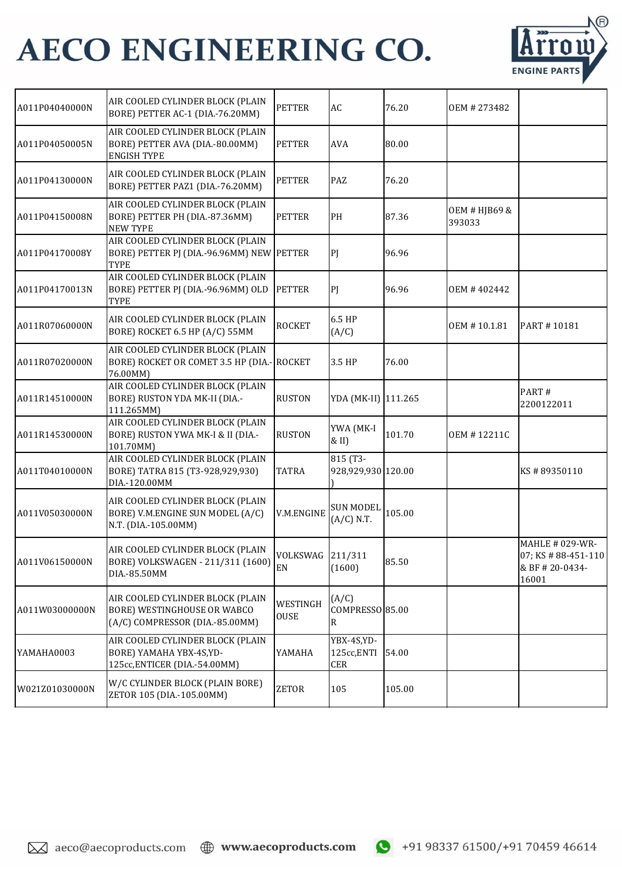# AECO ENGINEERING CO.

| | | | | | | |
|---|---|---|---|---|---|---|
| A011P04040000N | AIR COOLED CYLINDER BLOCK (PLAIN BORE) PETTER AC-1 (DIA.-76.20MM) | PETTER | AC | 76.20 | OEM # 273482 | |
| A011P04050005N | AIR COOLED CYLINDER BLOCK (PLAIN BORE) PETTER AVA (DIA.-80.00MM) ENGISH TYPE | PETTER | AVA | 80.00 | | |
| A011P04130000N | AIR COOLED CYLINDER BLOCK (PLAIN BORE) PETTER PAZ1 (DIA.-76.20MM) | PETTER | PAZ | 76.20 | | |
| A011P04150008N | AIR COOLED CYLINDER BLOCK (PLAIN BORE) PETTER PH (DIA.-87.36MM) NEW TYPE | PETTER | PH | 87.36 | OEM # HJB69 & 393033 | |
| A011P04170008Y | AIR COOLED CYLINDER BLOCK (PLAIN BORE) PETTER PJ (DIA.-96.96MM) NEW TYPE | PETTER | PJ | 96.96 | | |
| A011P04170013N | AIR COOLED CYLINDER BLOCK (PLAIN BORE) PETTER PJ (DIA.-96.96MM) OLD TYPE | PETTER | PJ | 96.96 | OEM # 402442 | |
| A011R07060000N | AIR COOLED CYLINDER BLOCK (PLAIN BORE) ROCKET 6.5 HP (A/C) 55MM | ROCKET | 6.5 HP (A/C) | | OEM # 10.1.81 | PART # 10181 |
| A011R07020000N | AIR COOLED CYLINDER BLOCK (PLAIN BORE) ROCKET OR COMET 3.5 HP (DIA.-76.00MM) | ROCKET | 3.5 HP | 76.00 | | |
| A011R14510000N | AIR COOLED CYLINDER BLOCK (PLAIN BORE) RUSTON YDA MK-II (DIA.-111.265MM) | RUSTON | YDA (MK-II) | 111.265 | | PART # 2200122011 |
| A011R14530000N | AIR COOLED CYLINDER BLOCK (PLAIN BORE) RUSTON YWA MK-I & II (DIA.-101.70MM) | RUSTON | YWA (MK-I & II) | 101.70 | OEM # 12211C | |
| A011T04010000N | AIR COOLED CYLINDER BLOCK (PLAIN BORE) TATRA 815 (T3-928,929,930) DIA.-120.00MM | TATRA | 815 (T3-928,929,930) | 120.00 | | KS # 89350110 |
| A011V05030000N | AIR COOLED CYLINDER BLOCK (PLAIN BORE) V.M.ENGINE SUN MODEL (A/C) N.T. (DIA.-105.00MM) | V.M.ENGINE | SUN MODEL (A/C) N.T. | 105.00 | | |
| A011V06150000N | AIR COOLED CYLINDER BLOCK (PLAIN BORE) VOLKSWAGEN - 211/311 (1600) DIA.-85.50MM | VOLKSWAGEN | 211/311 (1600) | 85.50 | | MAHLE # 029-WR-07; KS # 88-451-110 & BF # 20-0434-16001 |
| A011W03000000N | AIR COOLED CYLINDER BLOCK (PLAIN BORE) WESTINGHOUSE OR WABCO (A/C) COMPRESSOR (DIA.-85.00MM) | WESTINGHOUSE | (A/C) COMPRESSOR | 85.00 | | |
| YAMAHA0003 | AIR COOLED CYLINDER BLOCK (PLAIN BORE) YAMAHA YBX-4S,YD-125cc,ENTICER (DIA.-54.00MM) | YAMAHA | YBX-4S,YD-125cc,ENTICER | 54.00 | | |
| W021Z01030000N | W/C CYLINDER BLOCK (PLAIN BORE) ZETOR 105 (DIA.-105.00MM) | ZETOR | 105 | 105.00 | | |

aeco@aecoproducts.com www.aecoproducts.com +91 98337 61500/+91 70459 46614